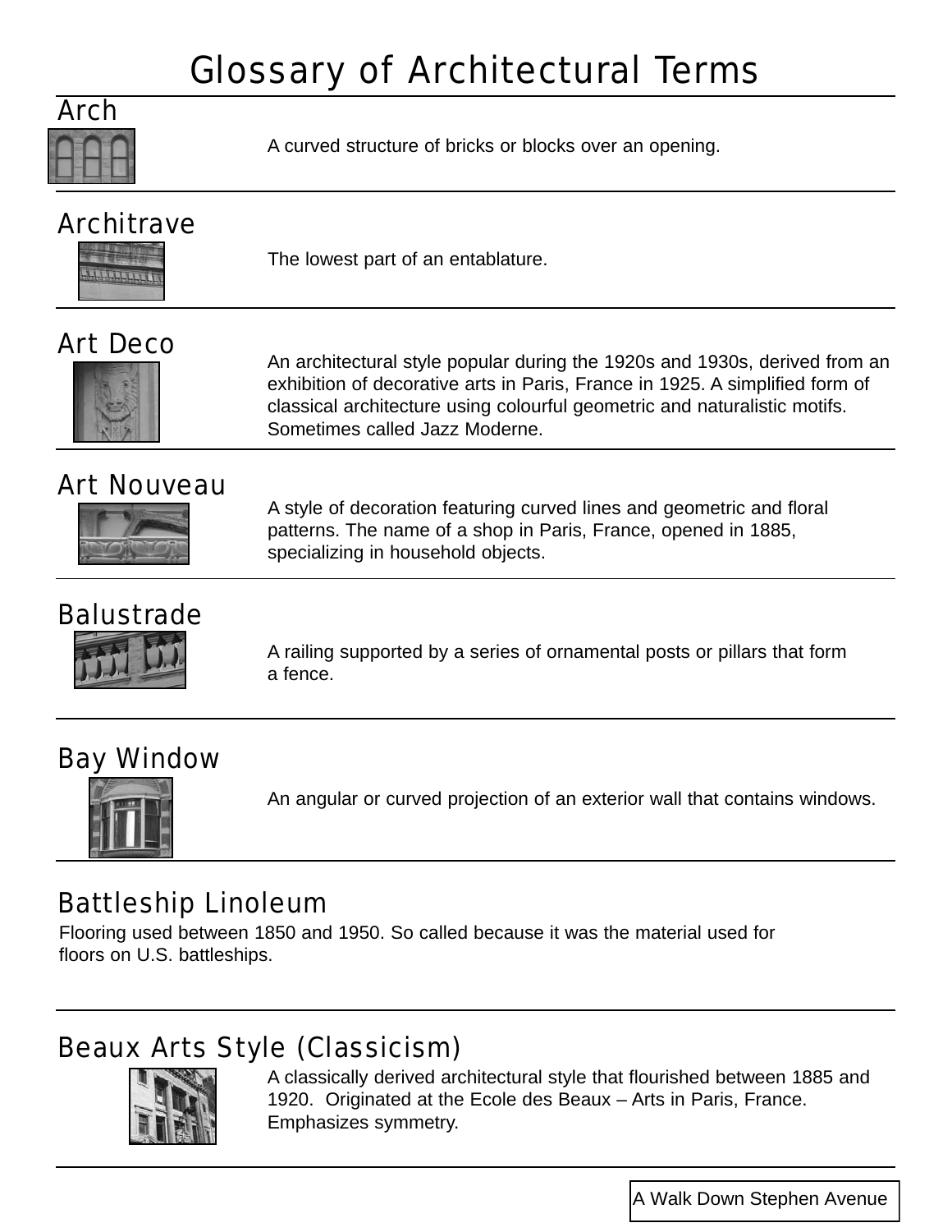# Glossary of Architectural Terms

## Arch

A curved structure of bricks or blocks over an opening.

## Architrave

The lowest part of an entablature.

## Art Deco

An architectural style popular during the 1920s and 1930s, derived from an exhibition of decorative arts in Paris, France in 1925. A simplified form of classical architecture using colourful geometric and naturalistic motifs. Sometimes called Jazz Moderne.

## Art Nouveau

A style of decoration featuring curved lines and geometric and floral patterns. The name of a shop in Paris, France, opened in 1885, specializing in household objects.

## Balustrade

A railing supported by a series of ornamental posts or pillars that form a fence.

## Bay Window

An angular or curved projection of an exterior wall that contains windows.

## Battleship Linoleum

Flooring used between 1850 and 1950. So called because it was the material used for floors on U.S. battleships.

## Beaux Arts Style (Classicism)

A classically derived architectural style that flourished between 1885 and 1920. Originated at the Ecole des Beaux – Arts in Paris, France. Emphasizes symmetry.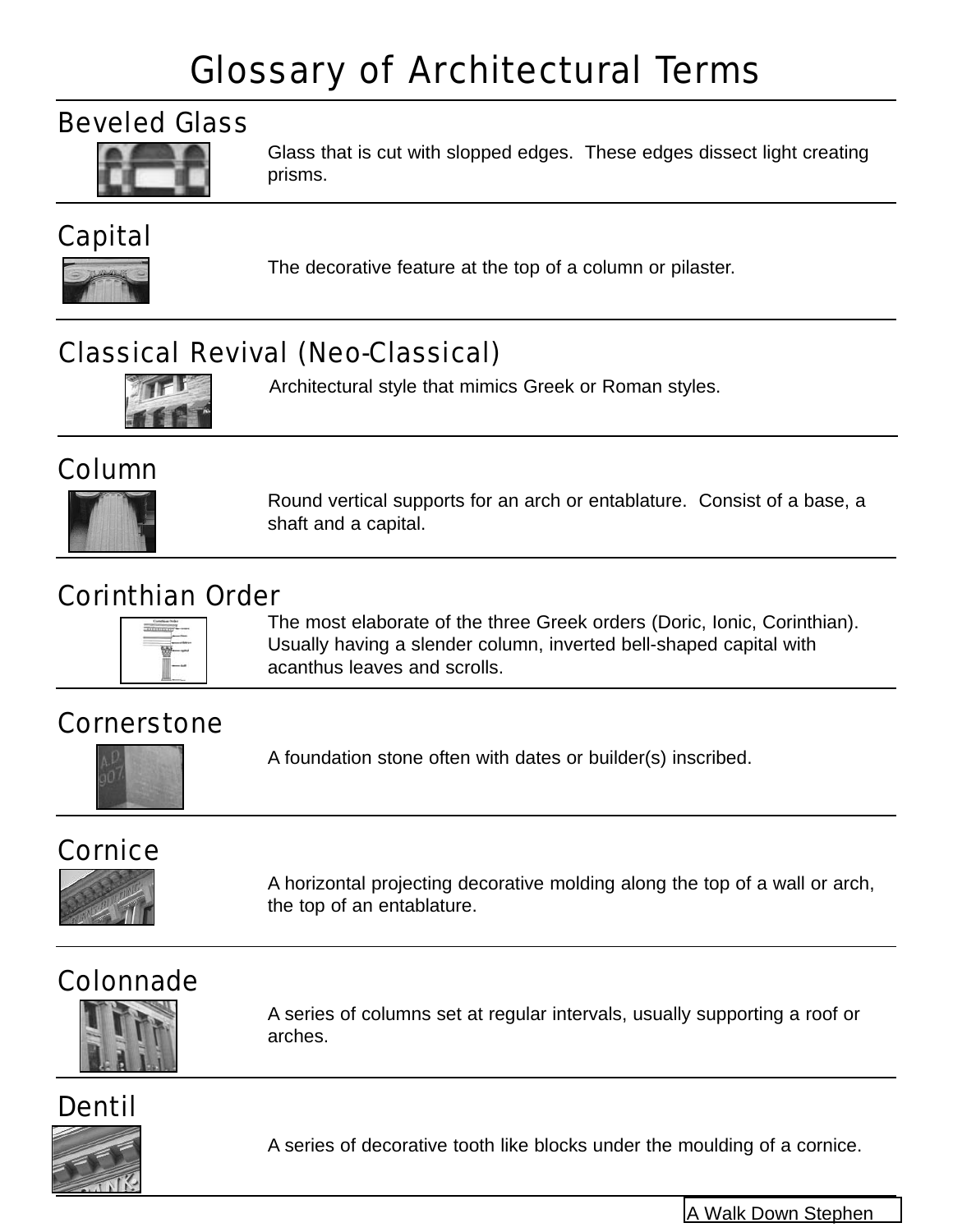# Glossary of Architectural Terms

## Beveled Glass

Glass that is cut with slopped edges. These edges dissect light creating prisms.

## Capital

The decorative feature at the top of a column or pilaster.

## Classical Revival (Neo-Classical)

Architectural style that mimics Greek or Roman styles.

## Column

Round vertical supports for an arch or entablature. Consist of a base, a shaft and a capital.

## Corinthian Order

The most elaborate of the three Greek orders (Doric, Ionic, Corinthian). Usually having a slender column, inverted bell-shaped capital with acanthus leaves and scrolls.

## Cornerstone

A foundation stone often with dates or builder(s) inscribed.

## Cornice

A horizontal projecting decorative molding along the top of a wall or arch, the top of an entablature.

## Colonnade

A series of columns set at regular intervals, usually supporting a roof or arches.

## Dentil

A series of decorative tooth like blocks under the moulding of a cornice.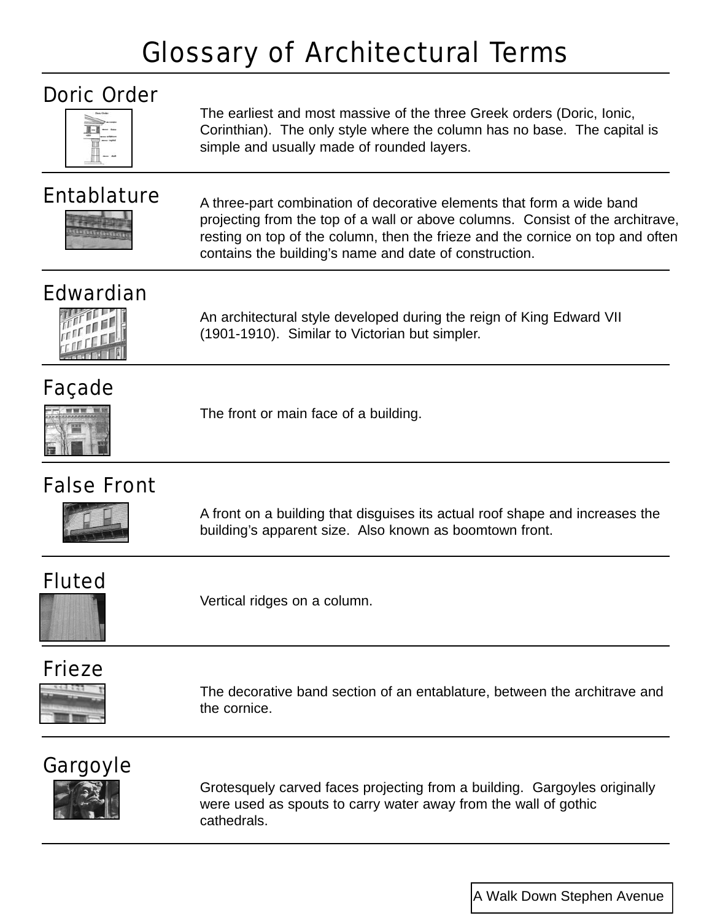# Glossary of Architectural Terms

## Doric Order

The earliest and most massive of the three Greek orders (Doric, Ionic, Corinthian). The only style where the column has no base. The capital is simple and usually made of rounded layers.

## Entablature

A three-part combination of decorative elements that form a wide band projecting from the top of a wall or above columns. Consist of the architrave, resting on top of the column, then the frieze and the cornice on top and often contains the building's name and date of construction.

## Edwardian

An architectural style developed during the reign of King Edward VII (1901-1910). Similar to Victorian but simpler.

## Façade

The front or main face of a building.

## False Front

A front on a building that disguises its actual roof shape and increases the building's apparent size. Also known as boomtown front.

## Fluted

Vertical ridges on a column.

## Frieze

The decorative band section of an entablature, between the architrave and the cornice.

## Gargoyle

Grotesquely carved faces projecting from a building. Gargoyles originally were used as spouts to carry water away from the wall of gothic cathedrals.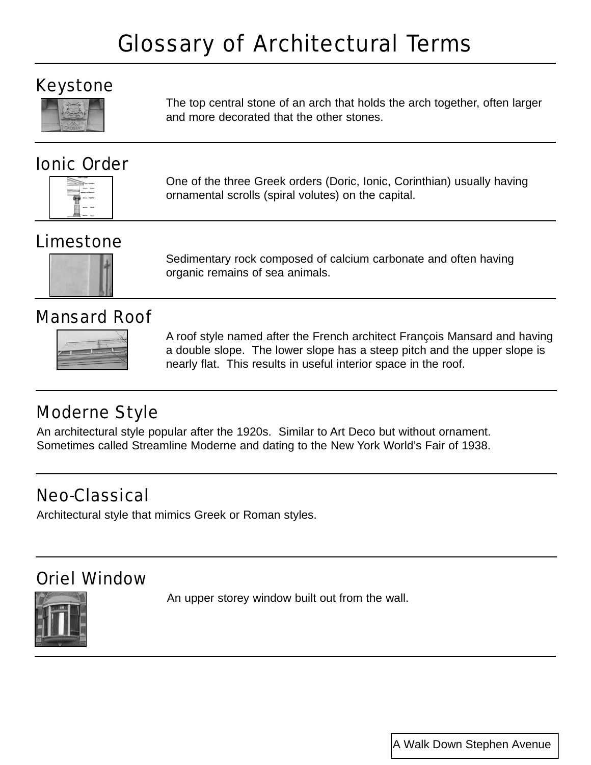# Glossary of Architectural Terms

## Keystone

The top central stone of an arch that holds the arch together, often larger and more decorated that the other stones.

## Ionic Order

One of the three Greek orders (Doric, Ionic, Corinthian) usually having ornamental scrolls (spiral volutes) on the capital.

## Limestone

Sedimentary rock composed of calcium carbonate and often having organic remains of sea animals.

## Mansard Roof

A roof style named after the French architect François Mansard and having a double slope. The lower slope has a steep pitch and the upper slope is nearly flat. This results in useful interior space in the roof.

## Moderne Style

An architectural style popular after the 1920s. Similar to Art Deco but without ornament. Sometimes called Streamline Moderne and dating to the New York World's Fair of 1938.

## Neo-Classical

Architectural style that mimics Greek or Roman styles.

## Oriel Window

An upper storey window built out from the wall.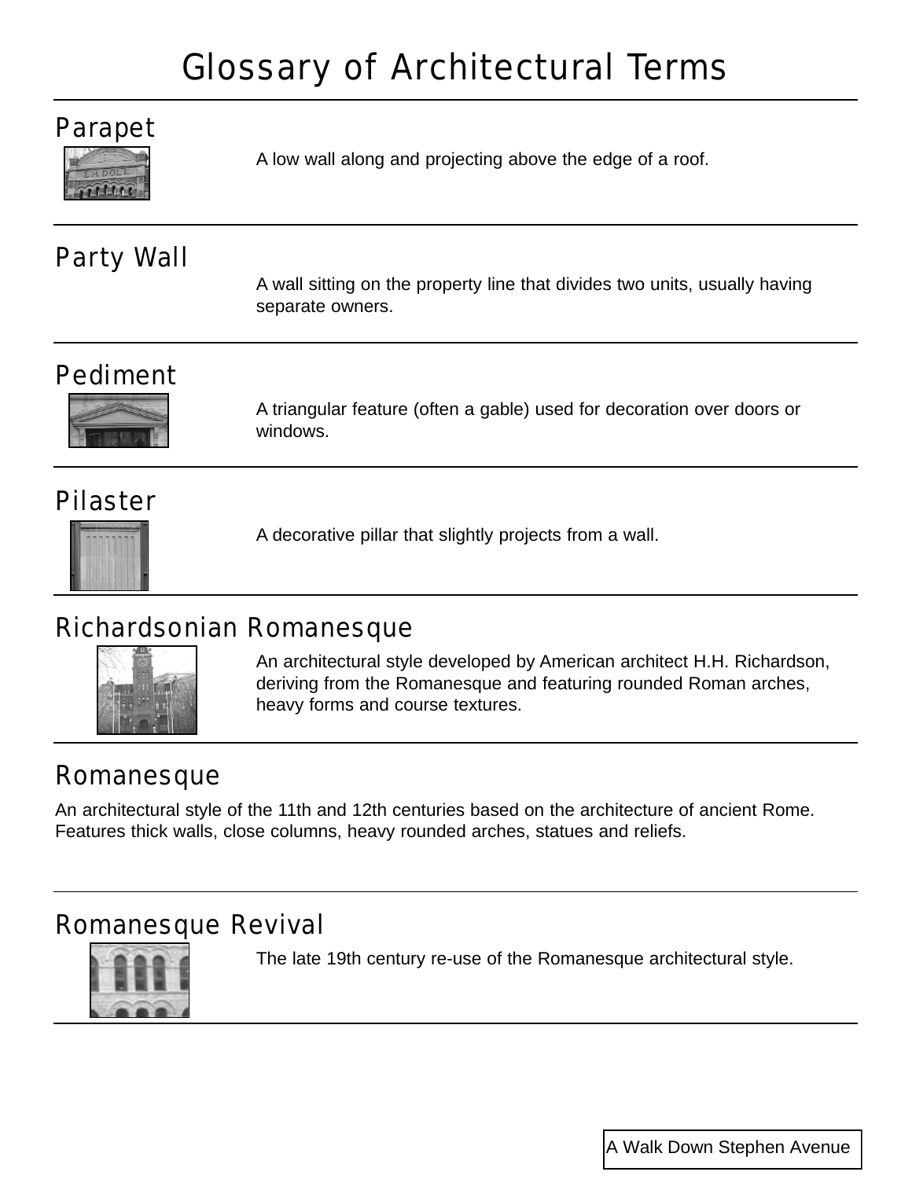# Glossary of Architectural Terms

## Parapet

A low wall along and projecting above the edge of a roof.

## Party Wall

A wall sitting on the property line that divides two units, usually having separate owners.

## Pediment

A triangular feature (often a gable) used for decoration over doors or windows.

## Pilaster

A decorative pillar that slightly projects from a wall.

## Richardsonian Romanesque

An architectural style developed by American architect H.H. Richardson, deriving from the Romanesque and featuring rounded Roman arches, heavy forms and course textures.

## Romanesque

An architectural style of the 11th and 12th centuries based on the architecture of ancient Rome. Features thick walls, close columns, heavy rounded arches, statues and reliefs.

## Romanesque Revival

The late 19th century re-use of the Romanesque architectural style.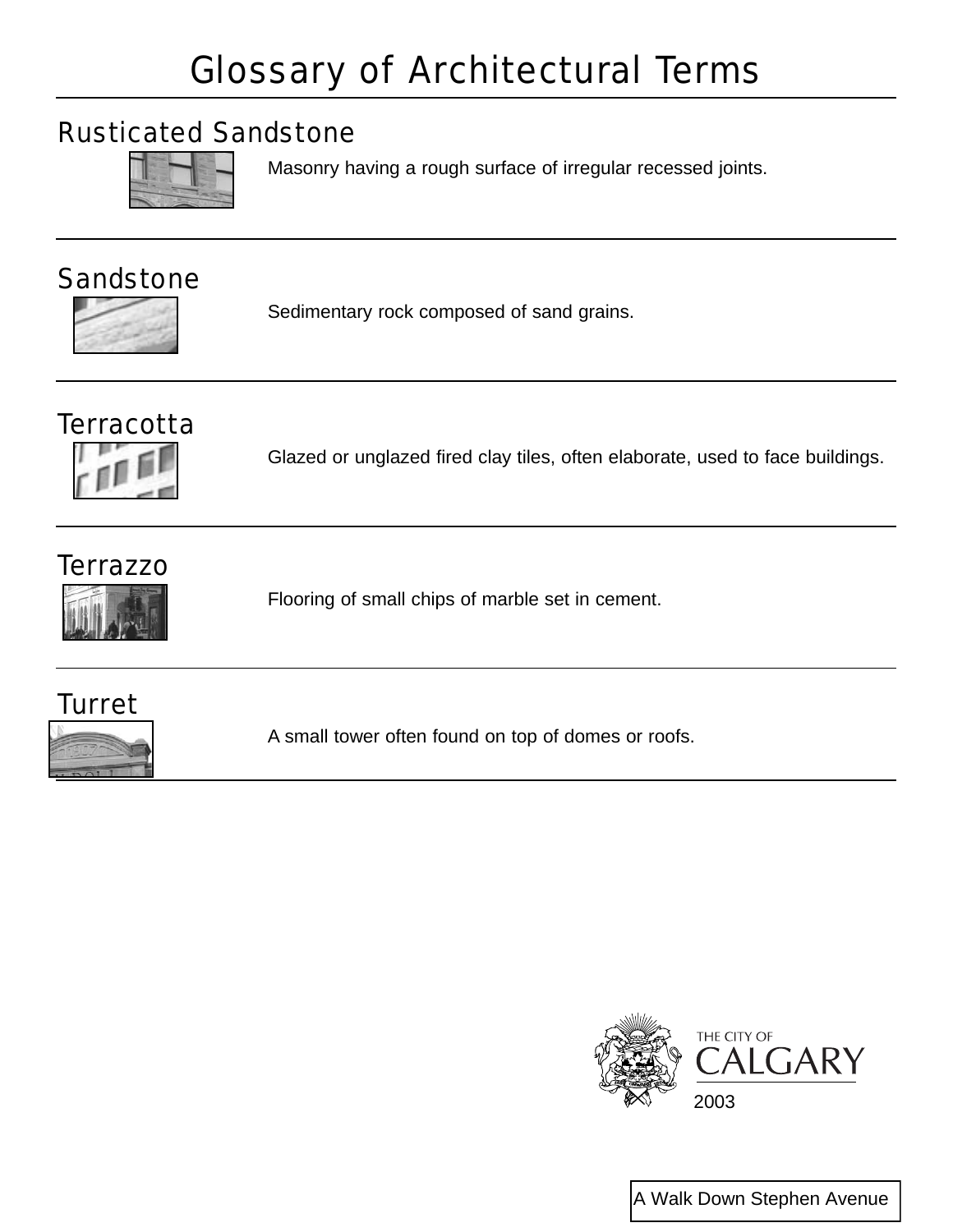# Glossary of Architectural Terms

## Rusticated Sandstone

Masonry having a rough surface of irregular recessed joints.

## Sandstone

Sedimentary rock composed of sand grains.

## Terracotta

Glazed or unglazed fired clay tiles, often elaborate, used to face buildings.

## Terrazzo

Flooring of small chips of marble set in cement.

## Turret

A small tower often found on top of domes or roofs.

THE CITY OF CALGARY

2003

A Walk Down Stephen Avenue